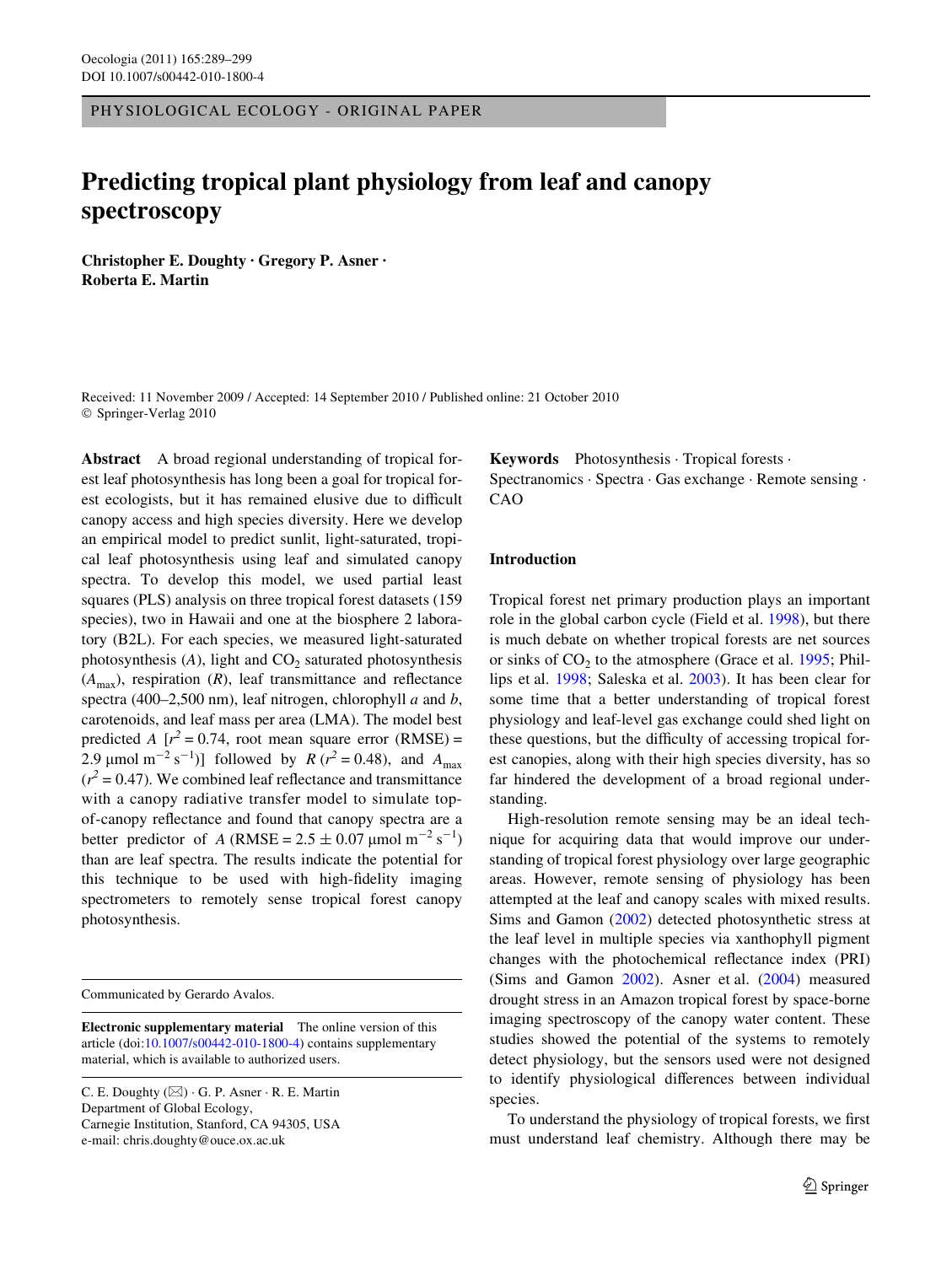PHYSIOLOGICAL ECOLOGY - ORIGINAL PAPER

# Predicting tropical plant physiology from leaf and canopy spectroscopy

**Christopher E. Doughty · Gregory P. Asner · Roberta E. Martin**

Received: 11 November 2009 / Accepted: 14 September 2010 / Published online: 21 October 2010
© Springer-Verlag 2010

**Abstract** A broad regional understanding of tropical forest leaf photosynthesis has long been a goal for tropical forest ecologists, but it has remained elusive due to difficult canopy access and high species diversity. Here we develop an empirical model to predict sunlit, light-saturated, tropical leaf photosynthesis using leaf and simulated canopy spectra. To develop this model, we used partial least squares (PLS) analysis on three tropical forest datasets (159 species), two in Hawaii and one at the biosphere 2 laboratory (B2L). For each species, we measured light-saturated photosynthesis ($A$), light and $CO_2$ saturated photosynthesis ($A_{max}$), respiration ($R$), leaf transmittance and reflectance spectra (400–2,500 nm), leaf nitrogen, chlorophyll $a$ and $b$, carotenoids, and leaf mass per area (LMA). The model best predicted $A$ [$r^2 = 0.74$, root mean square error (RMSE) = 2.9 μmol $m^{-2}$ $s^{-1}$)] followed by $R$ ($r^2 = 0.48$), and $A_{max}$ ($r^2 = 0.47$). We combined leaf reflectance and transmittance with a canopy radiative transfer model to simulate top-of-canopy reflectance and found that canopy spectra are a better predictor of $A$ (RMSE = 2.5 ± 0.07 μmol $m^{-2}$ $s^{-1}$) than are leaf spectra. The results indicate the potential for this technique to be used with high-fidelity imaging spectrometers to remotely sense tropical forest canopy photosynthesis.

**Keywords** Photosynthesis · Tropical forests · Spectranomics · Spectra · Gas exchange · Remote sensing · CAO

Communicated by Gerardo Avalos.

**Electronic supplementary material** The online version of this article (doi:10.1007/s00442-010-1800-4) contains supplementary material, which is available to authorized users.

C. E. Doughty (✉) · G. P. Asner · R. E. Martin
Department of Global Ecology,
Carnegie Institution, Stanford, CA 94305, USA
e-mail: chris.doughty@ouce.ox.ac.uk

## Introduction

Tropical forest net primary production plays an important role in the global carbon cycle (Field et al. 1998), but there is much debate on whether tropical forests are net sources or sinks of $CO_2$ to the atmosphere (Grace et al. 1995; Phillips et al. 1998; Saleska et al. 2003). It has been clear for some time that a better understanding of tropical forest physiology and leaf-level gas exchange could shed light on these questions, but the difficulty of accessing tropical forest canopies, along with their high species diversity, has so far hindered the development of a broad regional understanding.

High-resolution remote sensing may be an ideal technique for acquiring data that would improve our understanding of tropical forest physiology over large geographic areas. However, remote sensing of physiology has been attempted at the leaf and canopy scales with mixed results. Sims and Gamon (2002) detected photosynthetic stress at the leaf level in multiple species via xanthophyll pigment changes with the photochemical reflectance index (PRI) (Sims and Gamon 2002). Asner et al. (2004) measured drought stress in an Amazon tropical forest by space-borne imaging spectroscopy of the canopy water content. These studies showed the potential of the systems to remotely detect physiology, but the sensors used were not designed to identify physiological differences between individual species.

To understand the physiology of tropical forests, we first must understand leaf chemistry. Although there may be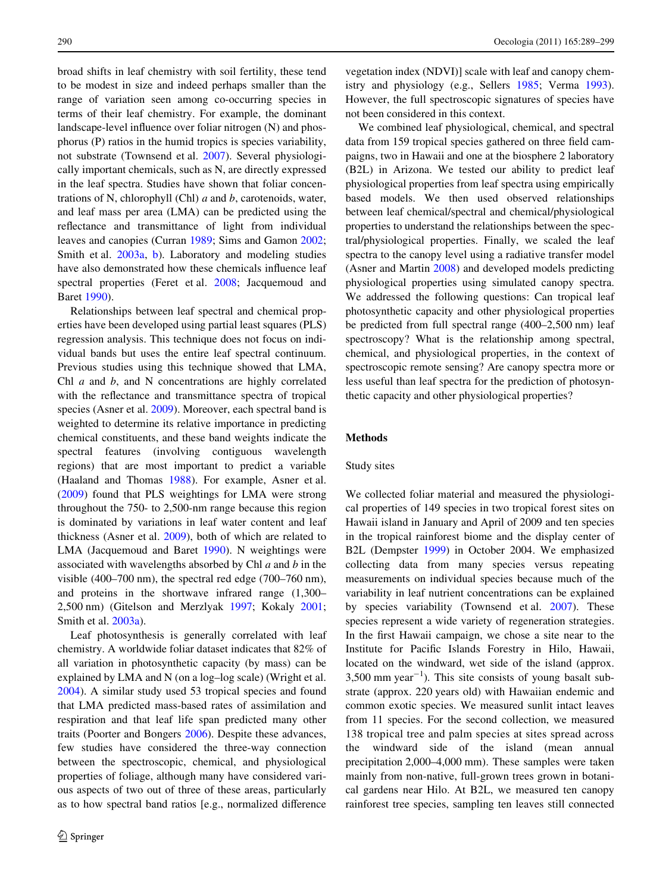broad shifts in leaf chemistry with soil fertility, these tend to be modest in size and indeed perhaps smaller than the range of variation seen among co-occurring species in terms of their leaf chemistry. For example, the dominant landscape-level influence over foliar nitrogen (N) and phosphorus (P) ratios in the humid tropics is species variability, not substrate (Townsend et al. 2007). Several physiologically important chemicals, such as N, are directly expressed in the leaf spectra. Studies have shown that foliar concentrations of N, chlorophyll (Chl) *a* and *b*, carotenoids, water, and leaf mass per area (LMA) can be predicted using the reflectance and transmittance of light from individual leaves and canopies (Curran 1989; Sims and Gamon 2002; Smith et al. 2003a, b). Laboratory and modeling studies have also demonstrated how these chemicals influence leaf spectral properties (Feret et al. 2008; Jacquemoud and Baret 1990).

Relationships between leaf spectral and chemical properties have been developed using partial least squares (PLS) regression analysis. This technique does not focus on individual bands but uses the entire leaf spectral continuum. Previous studies using this technique showed that LMA, Chl *a* and *b*, and N concentrations are highly correlated with the reflectance and transmittance spectra of tropical species (Asner et al. 2009). Moreover, each spectral band is weighted to determine its relative importance in predicting chemical constituents, and these band weights indicate the spectral features (involving contiguous wavelength regions) that are most important to predict a variable (Haaland and Thomas 1988). For example, Asner et al. (2009) found that PLS weightings for LMA were strong throughout the 750- to 2,500-nm range because this region is dominated by variations in leaf water content and leaf thickness (Asner et al. 2009), both of which are related to LMA (Jacquemoud and Baret 1990). N weightings were associated with wavelengths absorbed by Chl *a* and *b* in the visible (400–700 nm), the spectral red edge (700–760 nm), and proteins in the shortwave infrared range (1,300–2,500 nm) (Gitelson and Merzlyak 1997; Kokaly 2001; Smith et al. 2003a).

Leaf photosynthesis is generally correlated with leaf chemistry. A worldwide foliar dataset indicates that 82% of all variation in photosynthetic capacity (by mass) can be explained by LMA and N (on a log–log scale) (Wright et al. 2004). A similar study used 53 tropical species and found that LMA predicted mass-based rates of assimilation and respiration and that leaf life span predicted many other traits (Poorter and Bongers 2006). Despite these advances, few studies have considered the three-way connection between the spectroscopic, chemical, and physiological properties of foliage, although many have considered various aspects of two out of three of these areas, particularly as to how spectral band ratios [e.g., normalized difference vegetation index (NDVI)] scale with leaf and canopy chemistry and physiology (e.g., Sellers 1985; Verma 1993). However, the full spectroscopic signatures of species have not been considered in this context.

We combined leaf physiological, chemical, and spectral data from 159 tropical species gathered on three field campaigns, two in Hawaii and one at the biosphere 2 laboratory (B2L) in Arizona. We tested our ability to predict leaf physiological properties from leaf spectra using empirically based models. We then used observed relationships between leaf chemical/spectral and chemical/physiological properties to understand the relationships between the spectral/physiological properties. Finally, we scaled the leaf spectra to the canopy level using a radiative transfer model (Asner and Martin 2008) and developed models predicting physiological properties using simulated canopy spectra. We addressed the following questions: Can tropical leaf photosynthetic capacity and other physiological properties be predicted from full spectral range (400–2,500 nm) leaf spectroscopy? What is the relationship among spectral, chemical, and physiological properties, in the context of spectroscopic remote sensing? Are canopy spectra more or less useful than leaf spectra for the prediction of photosynthetic capacity and other physiological properties?

## Methods

### Study sites

We collected foliar material and measured the physiological properties of 149 species in two tropical forest sites on Hawaii island in January and April of 2009 and ten species in the tropical rainforest biome and the display center of B2L (Dempster 1999) in October 2004. We emphasized collecting data from many species versus repeating measurements on individual species because much of the variability in leaf nutrient concentrations can be explained by species variability (Townsend et al. 2007). These species represent a wide variety of regeneration strategies. In the first Hawaii campaign, we chose a site near to the Institute for Pacific Islands Forestry in Hilo, Hawaii, located on the windward, wet side of the island (approx. 3,500 mm year$^{-1}$). This site consists of young basalt substrate (approx. 220 years old) with Hawaiian endemic and common exotic species. We measured sunlit intact leaves from 11 species. For the second collection, we measured 138 tropical tree and palm species at sites spread across the windward side of the island (mean annual precipitation 2,000–4,000 mm). These samples were taken mainly from non-native, full-grown trees grown in botanical gardens near Hilo. At B2L, we measured ten canopy rainforest tree species, sampling ten leaves still connected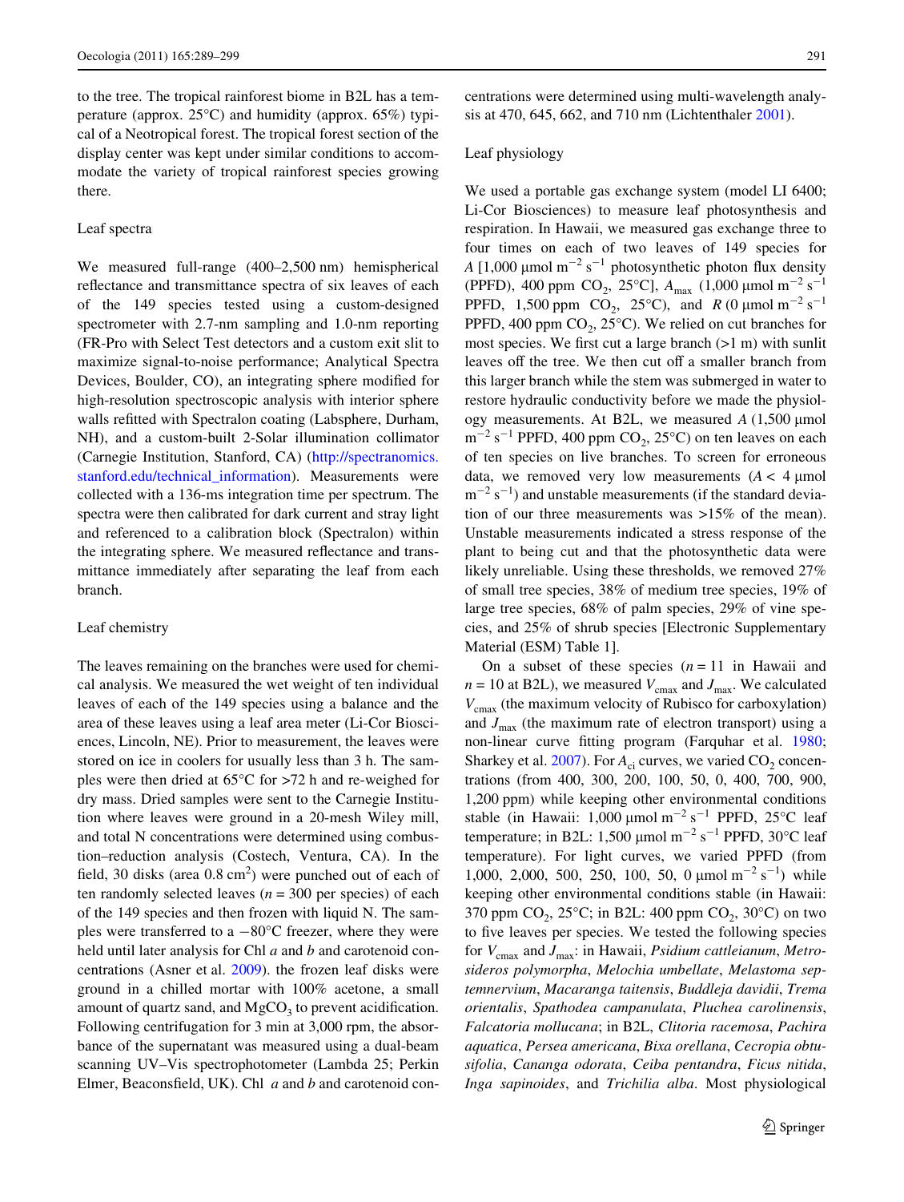to the tree. The tropical rainforest biome in B2L has a temperature (approx. 25°C) and humidity (approx. 65%) typical of a Neotropical forest. The tropical forest section of the display center was kept under similar conditions to accommodate the variety of tropical rainforest species growing there.

### Leaf spectra

We measured full-range (400–2,500 nm) hemispherical reflectance and transmittance spectra of six leaves of each of the 149 species tested using a custom-designed spectrometer with 2.7-nm sampling and 1.0-nm reporting (FR-Pro with Select Test detectors and a custom exit slit to maximize signal-to-noise performance; Analytical Spectra Devices, Boulder, CO), an integrating sphere modified for high-resolution spectroscopic analysis with interior sphere walls refitted with Spectralon coating (Labsphere, Durham, NH), and a custom-built 2-Solar illumination collimator (Carnegie Institution, Stanford, CA) (http://spectranomics.stanford.edu/technical_information). Measurements were collected with a 136-ms integration time per spectrum. The spectra were then calibrated for dark current and stray light and referenced to a calibration block (Spectralon) within the integrating sphere. We measured reflectance and transmittance immediately after separating the leaf from each branch.

### Leaf chemistry

The leaves remaining on the branches were used for chemical analysis. We measured the wet weight of ten individual leaves of each of the 149 species using a balance and the area of these leaves using a leaf area meter (Li-Cor Biosciences, Lincoln, NE). Prior to measurement, the leaves were stored on ice in coolers for usually less than 3 h. The samples were then dried at 65°C for >72 h and re-weighed for dry mass. Dried samples were sent to the Carnegie Institution where leaves were ground in a 20-mesh Wiley mill, and total N concentrations were determined using combustion–reduction analysis (Costech, Ventura, CA). In the field, 30 disks (area 0.8 $cm^2$) were punched out of each of ten randomly selected leaves ($n = 300$ per species) of each of the 149 species and then frozen with liquid N. The samples were transferred to a −80°C freezer, where they were held until later analysis for Chl *a* and *b* and carotenoid concentrations (Asner et al. 2009). the frozen leaf disks were ground in a chilled mortar with 100% acetone, a small amount of quartz sand, and $MgCO_3$ to prevent acidification. Following centrifugation for 3 min at 3,000 rpm, the absorbance of the supernatant was measured using a dual-beam scanning UV–Vis spectrophotometer (Lambda 25; Perkin Elmer, Beaconsfield, UK). Chl *a* and *b* and carotenoid concentrations were determined using multi-wavelength analysis at 470, 645, 662, and 710 nm (Lichtenthaler 2001).

### Leaf physiology

We used a portable gas exchange system (model LI 6400; Li-Cor Biosciences) to measure leaf photosynthesis and respiration. In Hawaii, we measured gas exchange three to four times on each of two leaves of 149 species for *A* [1,000 µmol $m^{-2}$ $s^{-1}$ photosynthetic photon flux density (PPFD), 400 ppm $CO_2$, 25°C], $A_{max}$ (1,000 µmol $m^{-2}$ $s^{-1}$ PPFD, 1,500 ppm $CO_2$, 25°C), and *R* (0 µmol $m^{-2}$ $s^{-1}$ PPFD, 400 ppm $CO_2$, 25°C). We relied on cut branches for most species. We first cut a large branch (>1 m) with sunlit leaves off the tree. We then cut off a smaller branch from this larger branch while the stem was submerged in water to restore hydraulic conductivity before we made the physiology measurements. At B2L, we measured *A* (1,500 µmol $m^{-2}$ $s^{-1}$ PPFD, 400 ppm $CO_2$, 25°C) on ten leaves on each of ten species on live branches. To screen for erroneous data, we removed very low measurements ($A < 4$ µmol $m^{-2}$ $s^{-1}$) and unstable measurements (if the standard deviation of our three measurements was >15% of the mean). Unstable measurements indicated a stress response of the plant to being cut and that the photosynthetic data were likely unreliable. Using these thresholds, we removed 27% of small tree species, 38% of medium tree species, 19% of large tree species, 68% of palm species, 29% of vine species, and 25% of shrub species [Electronic Supplementary Material (ESM) Table 1].

On a subset of these species ($n = 11$ in Hawaii and $n = 10$ at B2L), we measured $V_{cmax}$ and $J_{max}$. We calculated $V_{cmax}$ (the maximum velocity of Rubisco for carboxylation) and $J_{max}$ (the maximum rate of electron transport) using a non-linear curve fitting program (Farquhar et al. 1980; Sharkey et al. 2007). For $A_{ci}$ curves, we varied $CO_2$ concentrations (from 400, 300, 200, 100, 50, 0, 400, 700, 900, 1,200 ppm) while keeping other environmental conditions stable (in Hawaii: 1,000 µmol $m^{-2}$ $s^{-1}$ PPFD, 25°C leaf temperature; in B2L: 1,500 µmol $m^{-2}$ $s^{-1}$ PPFD, 30°C leaf temperature). For light curves, we varied PPFD (from 1,000, 2,000, 500, 250, 100, 50, 0 µmol $m^{-2}$ $s^{-1}$) while keeping other environmental conditions stable (in Hawaii: 370 ppm $CO_2$, 25°C; in B2L: 400 ppm $CO_2$, 30°C) on two to five leaves per species. We tested the following species for $V_{cmax}$ and $J_{max}$: in Hawaii, *Psidium cattleianum*, *Metrosideros polymorpha*, *Melochia umbellate*, *Melastoma septemnervium*, *Macaranga taitensis*, *Buddleja davidii*, *Trema orientalis*, *Spathodea campanulata*, *Pluchea carolinensis*, *Falcatoria mollucana*; in B2L, *Clitoria racemosa*, *Pachira aquatica*, *Persea americana*, *Bixa orellana*, *Cecropia obtusifolia*, *Cananga odorata*, *Ceiba pentandra*, *Ficus nitida*, *Inga sapinoides*, and *Trichilia alba*. Most physiological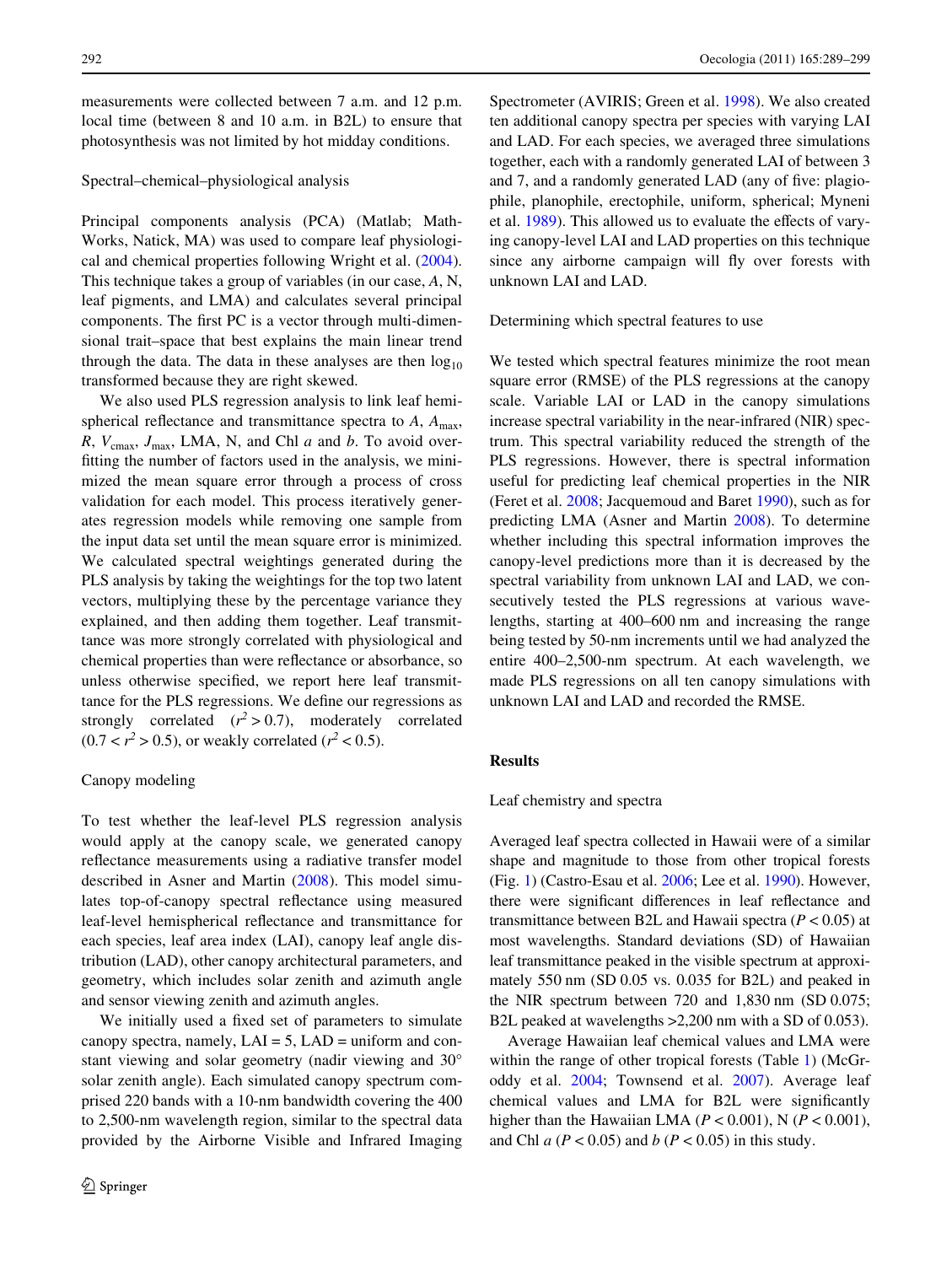measurements were collected between 7 a.m. and 12 p.m. local time (between 8 and 10 a.m. in B2L) to ensure that photosynthesis was not limited by hot midday conditions.

### Spectral–chemical–physiological analysis

Principal components analysis (PCA) (Matlab; MathWorks, Natick, MA) was used to compare leaf physiological and chemical properties following Wright et al. (2004). This technique takes a group of variables (in our case, *A*, N, leaf pigments, and LMA) and calculates several principal components. The first PC is a vector through multi-dimensional trait–space that best explains the main linear trend through the data. The data in these analyses are then $\log_{10}$ transformed because they are right skewed.

We also used PLS regression analysis to link leaf hemispherical reflectance and transmittance spectra to $A$, $A_{max}$, $R$, $V_{cmax}$, $J_{max}$, LMA, N, and Chl *a* and *b*. To avoid overfitting the number of factors used in the analysis, we minimized the mean square error through a process of cross validation for each model. This process iteratively generates regression models while removing one sample from the input data set until the mean square error is minimized. We calculated spectral weightings generated during the PLS analysis by taking the weightings for the top two latent vectors, multiplying these by the percentage variance they explained, and then adding them together. Leaf transmittance was more strongly correlated with physiological and chemical properties than were reflectance or absorbance, so unless otherwise specified, we report here leaf transmittance for the PLS regressions. We define our regressions as strongly correlated ($r^2 > 0.7$), moderately correlated ($0.7 < r^2 > 0.5$), or weakly correlated ($r^2 < 0.5$).

### Canopy modeling

To test whether the leaf-level PLS regression analysis would apply at the canopy scale, we generated canopy reflectance measurements using a radiative transfer model described in Asner and Martin (2008). This model simulates top-of-canopy spectral reflectance using measured leaf-level hemispherical reflectance and transmittance for each species, leaf area index (LAI), canopy leaf angle distribution (LAD), other canopy architectural parameters, and geometry, which includes solar zenith and azimuth angle and sensor viewing zenith and azimuth angles.

We initially used a fixed set of parameters to simulate canopy spectra, namely, LAI = 5, LAD = uniform and constant viewing and solar geometry (nadir viewing and 30° solar zenith angle). Each simulated canopy spectrum comprised 220 bands with a 10-nm bandwidth covering the 400 to 2,500-nm wavelength region, similar to the spectral data provided by the Airborne Visible and Infrared Imaging Spectrometer (AVIRIS; Green et al. 1998). We also created ten additional canopy spectra per species with varying LAI and LAD. For each species, we averaged three simulations together, each with a randomly generated LAI of between 3 and 7, and a randomly generated LAD (any of five: plagiophile, planophile, erectophile, uniform, spherical; Myneni et al. 1989). This allowed us to evaluate the effects of varying canopy-level LAI and LAD properties on this technique since any airborne campaign will fly over forests with unknown LAI and LAD.

### Determining which spectral features to use

We tested which spectral features minimize the root mean square error (RMSE) of the PLS regressions at the canopy scale. Variable LAI or LAD in the canopy simulations increase spectral variability in the near-infrared (NIR) spectrum. This spectral variability reduced the strength of the PLS regressions. However, there is spectral information useful for predicting leaf chemical properties in the NIR (Feret et al. 2008; Jacquemoud and Baret 1990), such as for predicting LMA (Asner and Martin 2008). To determine whether including this spectral information improves the canopy-level predictions more than it is decreased by the spectral variability from unknown LAI and LAD, we consecutively tested the PLS regressions at various wavelengths, starting at 400–600 nm and increasing the range being tested by 50-nm increments until we had analyzed the entire 400–2,500-nm spectrum. At each wavelength, we made PLS regressions on all ten canopy simulations with unknown LAI and LAD and recorded the RMSE.

## Results

### Leaf chemistry and spectra

Averaged leaf spectra collected in Hawaii were of a similar shape and magnitude to those from other tropical forests (Fig. 1) (Castro-Esau et al. 2006; Lee et al. 1990). However, there were significant differences in leaf reflectance and transmittance between B2L and Hawaii spectra ($P < 0.05$) at most wavelengths. Standard deviations (SD) of Hawaiian leaf transmittance peaked in the visible spectrum at approximately 550 nm (SD 0.05 vs. 0.035 for B2L) and peaked in the NIR spectrum between 720 and 1,830 nm (SD 0.075; B2L peaked at wavelengths >2,200 nm with a SD of 0.053).

Average Hawaiian leaf chemical values and LMA were within the range of other tropical forests (Table 1) (McGroddy et al. 2004; Townsend et al. 2007). Average leaf chemical values and LMA for B2L were significantly higher than the Hawaiian LMA ($P < 0.001$), N ($P < 0.001$), and Chl *a* ($P < 0.05$) and *b* ($P < 0.05$) in this study.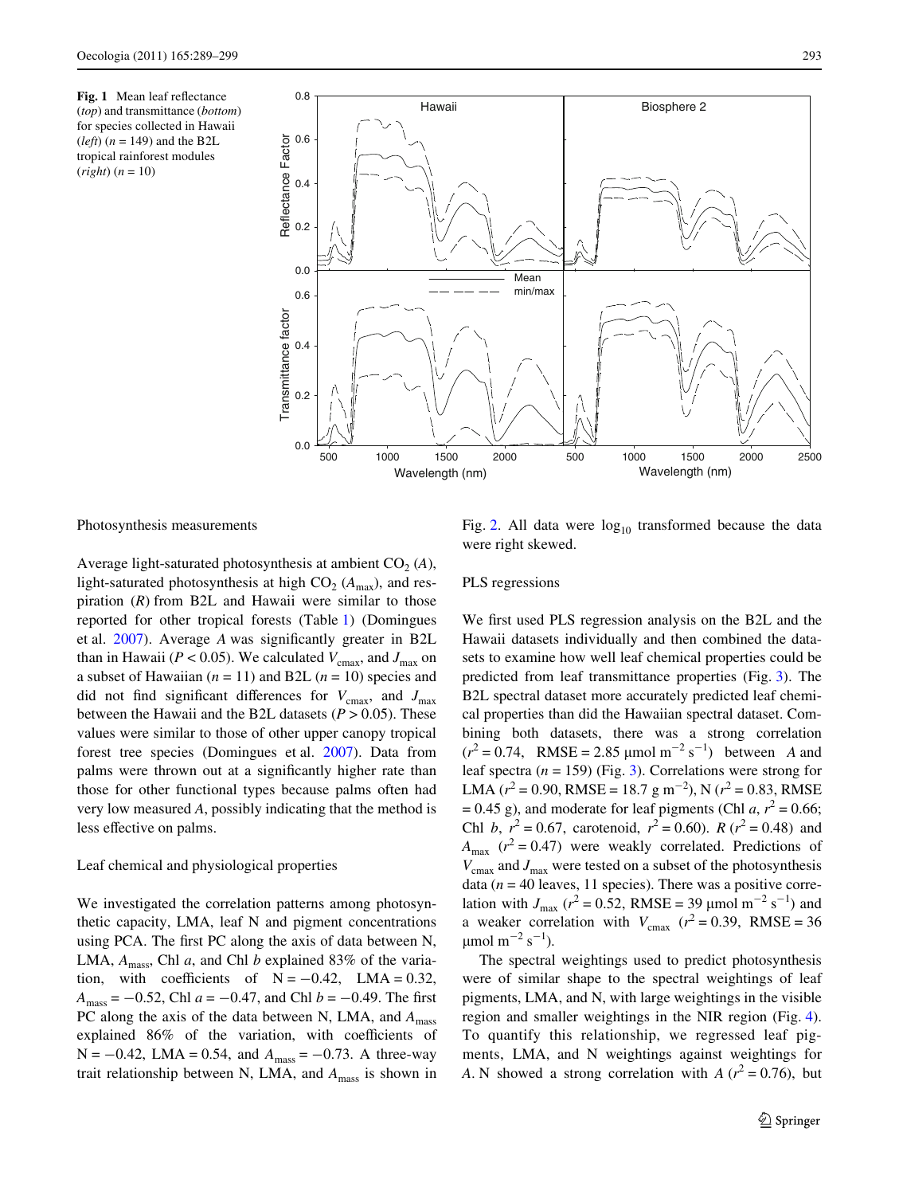**Fig. 1** Mean leaf reflectance (*top*) and transmittance (*bottom*) for species collected in Hawaii (*left*) ($n = 149$) and the B2L tropical rainforest modules (*right*) ($n = 10$)

Photosynthesis measurements

Average light-saturated photosynthesis at ambient $CO_2$ ($A$), light-saturated photosynthesis at high $CO_2$ ($A_{max}$), and respiration ($R$) from B2L and Hawaii were similar to those reported for other tropical forests (Table 1) (Domingues et al. 2007). Average $A$ was significantly greater in B2L than in Hawaii ($P < 0.05$). We calculated $V_{cmax}$, and $J_{max}$ on a subset of Hawaiian ($n = 11$) and B2L ($n = 10$) species and did not find significant differences for $V_{cmax}$, and $J_{max}$ between the Hawaii and the B2L datasets ($P > 0.05$). These values were similar to those of other upper canopy tropical forest tree species (Domingues et al. 2007). Data from palms were thrown out at a significantly higher rate than those for other functional types because palms often had very low measured $A$, possibly indicating that the method is less effective on palms.

Leaf chemical and physiological properties

We investigated the correlation patterns among photosynthetic capacity, LMA, leaf N and pigment concentrations using PCA. The first PC along the axis of data between N, LMA, $A_{mass}$, Chl *a*, and Chl *b* explained 83% of the variation, with coefficients of N = −0.42, LMA = 0.32, $A_{mass} = -0.52$, Chl *a* = −0.47, and Chl *b* = −0.49. The first PC along the axis of the data between N, LMA, and $A_{mass}$ explained 86% of the variation, with coefficients of N = −0.42, LMA = 0.54, and $A_{mass} = -0.73$. A three-way trait relationship between N, LMA, and $A_{mass}$ is shown in Fig. 2. All data were $\log_{10}$ transformed because the data were right skewed.

PLS regressions

We first used PLS regression analysis on the B2L and the Hawaii datasets individually and then combined the datasets to examine how well leaf chemical properties could be predicted from leaf transmittance properties (Fig. 3). The B2L spectral dataset more accurately predicted leaf chemical properties than did the Hawaiian spectral dataset. Combining both datasets, there was a strong correlation ($r^2 = 0.74$, RMSE = 2.85 μmol $m^{-2}$ $s^{-1}$) between $A$ and leaf spectra ($n = 159$) (Fig. 3). Correlations were strong for LMA ($r^2 = 0.90$, RMSE = 18.7 g $m^{-2}$), N ($r^2 = 0.83$, RMSE = 0.45 g), and moderate for leaf pigments (Chl *a*, $r^2 = 0.66$; Chl *b*, $r^2 = 0.67$, carotenoid, $r^2 = 0.60$). $R$ ($r^2 = 0.48$) and $A_{max}$ ($r^2 = 0.47$) were weakly correlated. Predictions of $V_{cmax}$ and $J_{max}$ were tested on a subset of the photosynthesis data ($n = 40$ leaves, 11 species). There was a positive correlation with $J_{max}$ ($r^2 = 0.52$, RMSE = 39 μmol $m^{-2}$ $s^{-1}$) and a weaker correlation with $V_{cmax}$ ($r^2 = 0.39$, RMSE = 36 μmol $m^{-2}$ $s^{-1}$).

The spectral weightings used to predict photosynthesis were of similar shape to the spectral weightings of leaf pigments, LMA, and N, with large weightings in the visible region and smaller weightings in the NIR region (Fig. 4). To quantify this relationship, we regressed leaf pigments, LMA, and N weightings against weightings for $A$. N showed a strong correlation with $A$ ($r^2 = 0.76$), but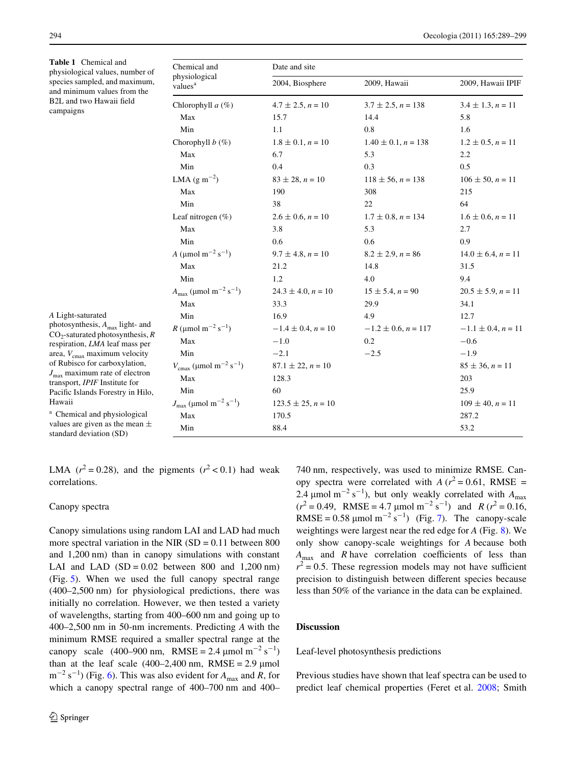**Table 1** Chemical and physiological values, number of species sampled, and maximum, and minimum values from the B2L and two Hawaii field campaigns

| Chemical and physiological values[a] | Date and site | | |
|---|---|---|---|
| | 2004, Biosphere | 2009, Hawaii | 2009, Hawaii IPIF |
| Chlorophyll *a* (%) | 4.7 ± 2.5, *n* = 10 | 3.7 ± 2.5, *n* = 138 | 3.4 ± 1.3, *n* = 11 |
| Max | 15.7 | 14.4 | 5.8 |
| Min | 1.1 | 0.8 | 1.6 |
| Chorophyll *b* (%) | 1.8 ± 0.1, *n* = 10 | 1.40 ± 0.1, *n* = 138 | 1.2 ± 0.5, *n* = 11 |
| Max | 6.7 | 5.3 | 2.2 |
| Min | 0.4 | 0.3 | 0.5 |
| LMA (g $m^{-2}$) | 83 ± 28, *n* = 10 | 118 ± 56, *n* = 138 | 106 ± 50, *n* = 11 |
| Max | 190 | 308 | 215 |
| Min | 38 | 22 | 64 |
| Leaf nitrogen (%) | 2.6 ± 0.6, *n* = 10 | 1.7 ± 0.8, *n* = 134 | 1.6 ± 0.6, *n* = 11 |
| Max | 3.8 | 5.3 | 2.7 |
| Min | 0.6 | 0.6 | 0.9 |
| *A* (μmol $m^{-2}$ $s^{-1}$) | 9.7 ± 4.8, *n* = 10 | 8.2 ± 2.9, *n* = 86 | 14.0 ± 6.4, *n* = 11 |
| Max | 21.2 | 14.8 | 31.5 |
| Min | 1.2 | 4.0 | 9.4 |
| $A_{max}$ (μmol $m^{-2}$ $s^{-1}$) | 24.3 ± 4.0, *n* = 10 | 15 ± 5.4, *n* = 90 | 20.5 ± 5.9, *n* = 11 |
| Max | 33.3 | 29.9 | 34.1 |
| Min | 16.9 | 4.9 | 12.7 |
| *R* (μmol $m^{-2}$ $s^{-1}$) | −1.4 ± 0.4, *n* = 10 | −1.2 ± 0.6, *n* = 117 | −1.1 ± 0.4, *n* = 11 |
| Max | −1.0 | 0.2 | −0.6 |
| Min | −2.1 | −2.5 | −1.9 |
| $V_{cmax}$ (μmol $m^{-2}$ $s^{-1}$) | 87.1 ± 22, *n* = 10 | | 85 ± 36, *n* = 11 |
| Max | 128.3 | | 203 |
| Min | 60 | | 25.9 |
| $J_{max}$ (μmol $m^{-2}$ $s^{-1}$) | 123.5 ± 25, *n* = 10 | | 109 ± 40, *n* = 11 |
| Max | 170.5 | | 287.2 |
| Min | 88.4 | | 53.2 |

*A* Light-saturated photosynthesis, $A_{max}$ light- and $CO_2$-saturated photosynthesis, *R* respiration, *LMA* leaf mass per area, $V_{cmax}$ maximum velocity of Rubisco for carboxylation, $J_{max}$ maximum rate of electron transport, *IPIF* Institute for Pacific Islands Forestry in Hilo, Hawaii

[a] Chemical and physiological values are given as the mean ± standard deviation (SD)

LMA ($r^2 = 0.28$), and the pigments ($r^2 < 0.1$) had weak correlations.

### Canopy spectra

Canopy simulations using random LAI and LAD had much more spectral variation in the NIR (SD = 0.11 between 800 and 1,200 nm) than in canopy simulations with constant LAI and LAD (SD = 0.02 between 800 and 1,200 nm) (Fig. 5). When we used the full canopy spectral range (400–2,500 nm) for physiological predictions, there was initially no correlation. However, we then tested a variety of wavelengths, starting from 400–600 nm and going up to 400–2,500 nm in 50-nm increments. Predicting *A* with the minimum RMSE required a smaller spectral range at the canopy scale (400–900 nm, RMSE = 2.4 μmol $m^{-2}$ $s^{-1}$) than at the leaf scale (400–2,400 nm, RMSE = 2.9 μmol $m^{-2}$ $s^{-1}$) (Fig. 6). This was also evident for $A_{max}$ and *R*, for which a canopy spectral range of 400–700 nm and 400–740 nm, respectively, was used to minimize RMSE. Canopy spectra were correlated with *A* ($r^2 = 0.61$, RMSE = 2.4 μmol $m^{-2}$ $s^{-1}$), but only weakly correlated with $A_{max}$ ($r^2 = 0.49$, RMSE = 4.7 μmol $m^{-2}$ $s^{-1}$) and *R* ($r^2 = 0.16$, RMSE = 0.58 μmol $m^{-2}$ $s^{-1}$) (Fig. 7). The canopy-scale weightings were largest near the red edge for *A* (Fig. 8). We only show canopy-scale weightings for *A* because both $A_{max}$ and *R* have correlation coefficients of less than $r^2 = 0.5$. These regression models may not have sufficient precision to distinguish between different species because less than 50% of the variance in the data can be explained.

## Discussion

### Leaf-level photosynthesis predictions

Previous studies have shown that leaf spectra can be used to predict leaf chemical properties (Feret et al. 2008; Smith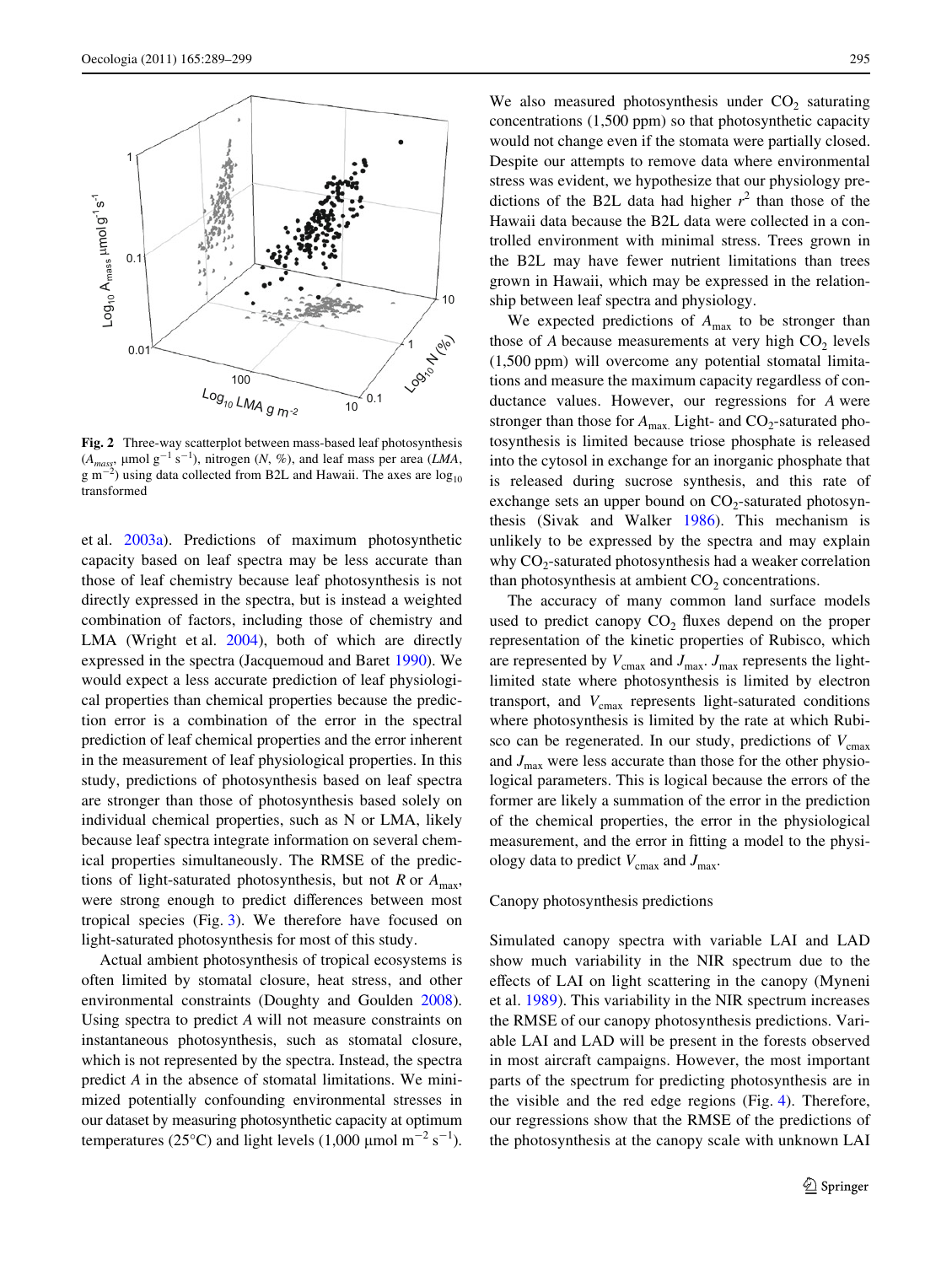**Fig. 2** Three-way scatterplot between mass-based leaf photosynthesis ($A_{mass}$, μmol $g^{-1}$ $s^{-1}$), nitrogen (*N*, %), and leaf mass per area (*LMA*, g $m^{-2}$) using data collected from B2L and Hawaii. The axes are $\log_{10}$ transformed

et al. 2003a). Predictions of maximum photosynthetic capacity based on leaf spectra may be less accurate than those of leaf chemistry because leaf photosynthesis is not directly expressed in the spectra, but is instead a weighted combination of factors, including those of chemistry and LMA (Wright et al. 2004), both of which are directly expressed in the spectra (Jacquemoud and Baret 1990). We would expect a less accurate prediction of leaf physiological properties than chemical properties because the prediction error is a combination of the error in the spectral prediction of leaf chemical properties and the error inherent in the measurement of leaf physiological properties. In this study, predictions of photosynthesis based on leaf spectra are stronger than those of photosynthesis based solely on individual chemical properties, such as N or LMA, likely because leaf spectra integrate information on several chemical properties simultaneously. The RMSE of the predictions of light-saturated photosynthesis, but not *R* or $A_{max}$, were strong enough to predict differences between most tropical species (Fig. 3). We therefore have focused on light-saturated photosynthesis for most of this study.

Actual ambient photosynthesis of tropical ecosystems is often limited by stomatal closure, heat stress, and other environmental constraints (Doughty and Goulden 2008). Using spectra to predict *A* will not measure constraints on instantaneous photosynthesis, such as stomatal closure, which is not represented by the spectra. Instead, the spectra predict *A* in the absence of stomatal limitations. We minimized potentially confounding environmental stresses in our dataset by measuring photosynthetic capacity at optimum temperatures (25°C) and light levels (1,000 μmol $m^{-2}$ $s^{-1}$). We also measured photosynthesis under $CO_2$ saturating concentrations (1,500 ppm) so that photosynthetic capacity would not change even if the stomata were partially closed. Despite our attempts to remove data where environmental stress was evident, we hypothesize that our physiology predictions of the B2L data had higher $r^2$ than those of the Hawaii data because the B2L data were collected in a controlled environment with minimal stress. Trees grown in the B2L may have fewer nutrient limitations than trees grown in Hawaii, which may be expressed in the relationship between leaf spectra and physiology.

We expected predictions of $A_{max}$ to be stronger than those of *A* because measurements at very high $CO_2$ levels (1,500 ppm) will overcome any potential stomatal limitations and measure the maximum capacity regardless of conductance values. However, our regressions for *A* were stronger than those for $A_{max}$. Light- and $CO_2$-saturated photosynthesis is limited because triose phosphate is released into the cytosol in exchange for an inorganic phosphate that is released during sucrose synthesis, and this rate of exchange sets an upper bound on $CO_2$-saturated photosynthesis (Sivak and Walker 1986). This mechanism is unlikely to be expressed by the spectra and may explain why $CO_2$-saturated photosynthesis had a weaker correlation than photosynthesis at ambient $CO_2$ concentrations.

The accuracy of many common land surface models used to predict canopy $CO_2$ fluxes depend on the proper representation of the kinetic properties of Rubisco, which are represented by $V_{cmax}$ and $J_{max}$. $J_{max}$ represents the light-limited state where photosynthesis is limited by electron transport, and $V_{cmax}$ represents light-saturated conditions where photosynthesis is limited by the rate at which Rubisco can be regenerated. In our study, predictions of $V_{cmax}$ and $J_{max}$ were less accurate than those for the other physiological parameters. This is logical because the errors of the former are likely a summation of the error in the prediction of the chemical properties, the error in the physiological measurement, and the error in fitting a model to the physiology data to predict $V_{cmax}$ and $J_{max}$.

### Canopy photosynthesis predictions

Simulated canopy spectra with variable LAI and LAD show much variability in the NIR spectrum due to the effects of LAI on light scattering in the canopy (Myneni et al. 1989). This variability in the NIR spectrum increases the RMSE of our canopy photosynthesis predictions. Variable LAI and LAD will be present in the forests observed in most aircraft campaigns. However, the most important parts of the spectrum for predicting photosynthesis are in the visible and the red edge regions (Fig. 4). Therefore, our regressions show that the RMSE of the predictions of the photosynthesis at the canopy scale with unknown LAI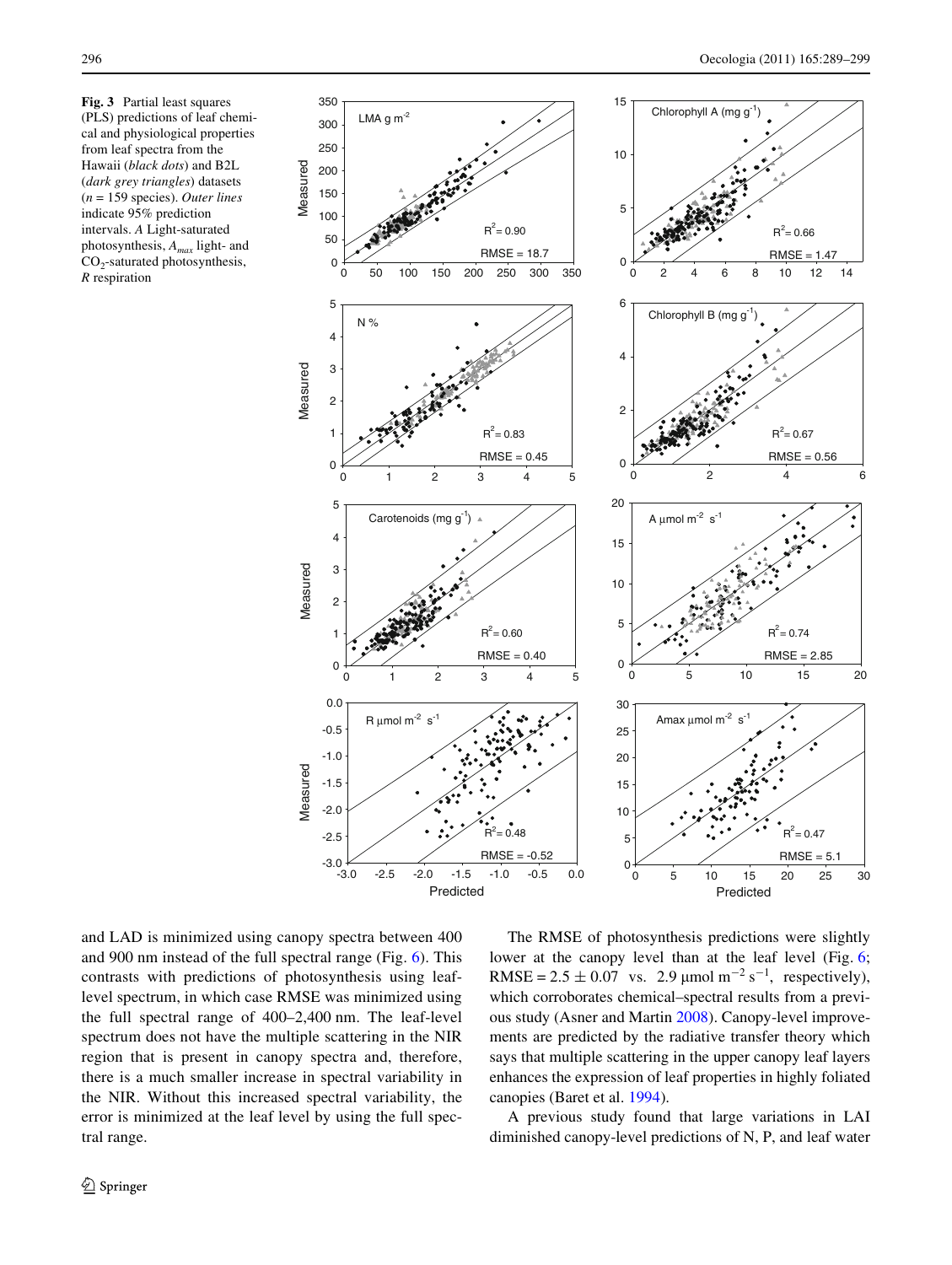**Fig. 3** Partial least squares (PLS) predictions of leaf chemical and physiological properties from leaf spectra from the Hawaii (*black dots*) and B2L (*dark grey triangles*) datasets ($n = 159$ species). *Outer lines* indicate 95% prediction intervals. *A* Light-saturated photosynthesis, $A_{max}$ light- and $CO_2$-saturated photosynthesis, *R* respiration

and LAD is minimized using canopy spectra between 400 and 900 nm instead of the full spectral range (Fig. 6). This contrasts with predictions of photosynthesis using leaf-level spectrum, in which case RMSE was minimized using the full spectral range of 400–2,400 nm. The leaf-level spectrum does not have the multiple scattering in the NIR region that is present in canopy spectra and, therefore, there is a much smaller increase in spectral variability in the NIR. Without this increased spectral variability, the error is minimized at the leaf level by using the full spectral range.

The RMSE of photosynthesis predictions were slightly lower at the canopy level than at the leaf level (Fig. 6; RMSE = $2.5 \pm 0.07$ vs. $2.9\ \mu\text{mol m}^{-2}\ \text{s}^{-1}$, respectively), which corroborates chemical–spectral results from a previous study (Asner and Martin 2008). Canopy-level improvements are predicted by the radiative transfer theory which says that multiple scattering in the upper canopy leaf layers enhances the expression of leaf properties in highly foliated canopies (Baret et al. 1994).

A previous study found that large variations in LAI diminished canopy-level predictions of N, P, and leaf water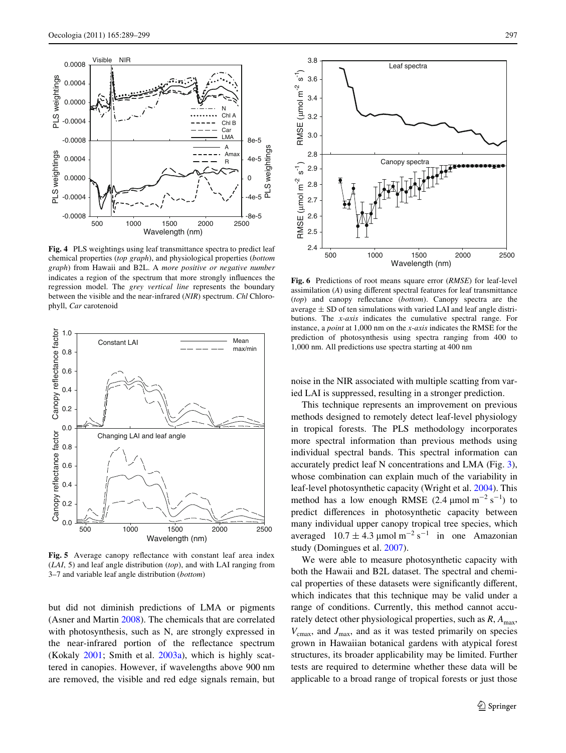**Fig. 4** PLS weightings using leaf transmittance spectra to predict leaf chemical properties (*top graph*), and physiological properties (*bottom graph*) from Hawaii and B2L. A *more positive or negative number* indicates a region of the spectrum that more strongly influences the regression model. The *grey vertical line* represents the boundary between the visible and the near-infrared (*NIR*) spectrum. *Chl* Chlorophyll, *Car* carotenoid

**Fig. 5** Average canopy reflectance with constant leaf area index (*LAI*, 5) and leaf angle distribution (*top*), and with LAI ranging from 3–7 and variable leaf angle distribution (*bottom*)

but did not diminish predictions of LMA or pigments (Asner and Martin 2008). The chemicals that are correlated with photosynthesis, such as N, are strongly expressed in the near-infrared portion of the reflectance spectrum (Kokaly 2001; Smith et al. 2003a), which is highly scattered in canopies. However, if wavelengths above 900 nm are removed, the visible and red edge signals remain, but noise in the NIR associated with multiple scattering from varied LAI is suppressed, resulting in a stronger prediction.

**Fig. 6** Predictions of root means square error (*RMSE*) for leaf-level assimilation (*A*) using different spectral features for leaf transmittance (*top*) and canopy reflectance (*bottom*). Canopy spectra are the average ± SD of ten simulations with varied LAI and leaf angle distributions. The *x-axis* indicates the cumulative spectral range. For instance, a *point* at 1,000 nm on the *x-axis* indicates the RMSE for the prediction of photosynthesis using spectra ranging from 400 to 1,000 nm. All predictions use spectra starting at 400 nm

This technique represents an improvement on previous methods designed to remotely detect leaf-level physiology in tropical forests. The PLS methodology incorporates more spectral information than previous methods using individual spectral bands. This spectral information can accurately predict leaf N concentrations and LMA (Fig. 3), whose combination can explain much of the variability in leaf-level photosynthetic capacity (Wright et al. 2004). This method has a low enough RMSE (2.4 $\mu$mol m$^{-2}$ s$^{-1}$) to predict differences in photosynthetic capacity between many individual upper canopy tropical tree species, which averaged $10.7 \pm 4.3$ $\mu$mol m$^{-2}$ s$^{-1}$ in one Amazonian study (Domingues et al. 2007).

We were able to measure photosynthetic capacity with both the Hawaii and B2L dataset. The spectral and chemical properties of these datasets were significantly different, which indicates that this technique may be valid under a range of conditions. Currently, this method cannot accurately detect other physiological properties, such as *R*, $A_{max}$, $V_{cmax}$, and $J_{max}$, and as it was tested primarily on species grown in Hawaiian botanical gardens with atypical forest structures, its broader applicability may be limited. Further tests are required to determine whether these data will be applicable to a broad range of tropical forests or just those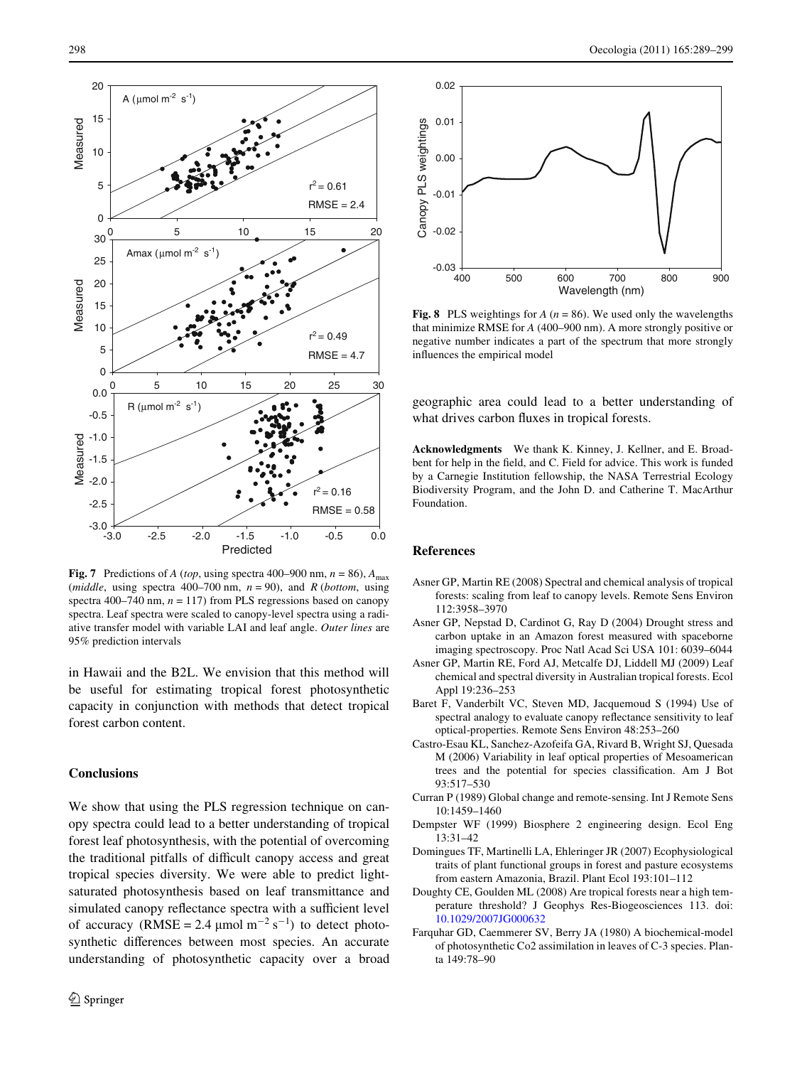**Fig. 7** Predictions of *A* (*top*, using spectra 400–900 nm, $n = 86$), $A_{max}$ (*middle*, using spectra 400–700 nm, $n = 90$), and *R* (*bottom*, using spectra 400–740 nm, $n = 117$) from PLS regressions based on canopy spectra. Leaf spectra were scaled to canopy-level spectra using a radiative transfer model with variable LAI and leaf angle. *Outer lines* are 95% prediction intervals

**Fig. 8** PLS weightings for *A* ($n = 86$). We used only the wavelengths that minimize RMSE for *A* (400–900 nm). A more strongly positive or negative number indicates a part of the spectrum that more strongly influences the empirical model

in Hawaii and the B2L. We envision that this method will be useful for estimating tropical forest photosynthetic capacity in conjunction with methods that detect tropical forest carbon content.

## Conclusions

We show that using the PLS regression technique on canopy spectra could lead to a better understanding of tropical forest leaf photosynthesis, with the potential of overcoming the traditional pitfalls of difficult canopy access and great tropical species diversity. We were able to predict light-saturated photosynthesis based on leaf transmittance and simulated canopy reflectance spectra with a sufficient level of accuracy (RMSE = 2.4 $\mu$mol m$^{-2}$ s$^{-1}$) to detect photosynthetic differences between most species. An accurate understanding of photosynthetic capacity over a broad geographic area could lead to a better understanding of what drives carbon fluxes in tropical forests.

**Acknowledgments** We thank K. Kinney, J. Kellner, and E. Broadbent for help in the field, and C. Field for advice. This work is funded by a Carnegie Institution fellowship, the NASA Terrestrial Ecology Biodiversity Program, and the John D. and Catherine T. MacArthur Foundation.

## References

Asner GP, Martin RE (2008) Spectral and chemical analysis of tropical forests: scaling from leaf to canopy levels. Remote Sens Environ 112:3958–3970

Asner GP, Nepstad D, Cardinot G, Ray D (2004) Drought stress and carbon uptake in an Amazon forest measured with spaceborne imaging spectroscopy. Proc Natl Acad Sci USA 101: 6039–6044

Asner GP, Martin RE, Ford AJ, Metcalfe DJ, Liddell MJ (2009) Leaf chemical and spectral diversity in Australian tropical forests. Ecol Appl 19:236–253

Baret F, Vanderbilt VC, Steven MD, Jacquemoud S (1994) Use of spectral analogy to evaluate canopy reflectance sensitivity to leaf optical-properties. Remote Sens Environ 48:253–260

Castro-Esau KL, Sanchez-Azofeifa GA, Rivard B, Wright SJ, Quesada M (2006) Variability in leaf optical properties of Mesoamerican trees and the potential for species classification. Am J Bot 93:517–530

Curran P (1989) Global change and remote-sensing. Int J Remote Sens 10:1459–1460

Dempster WF (1999) Biosphere 2 engineering design. Ecol Eng 13:31–42

Domingues TF, Martinelli LA, Ehleringer JR (2007) Ecophysiological traits of plant functional groups in forest and pasture ecosystems from eastern Amazonia, Brazil. Plant Ecol 193:101–112

Doughty CE, Goulden ML (2008) Are tropical forests near a high temperature threshold? J Geophys Res-Biogeosciences 113. doi: 10.1029/2007JG000632

Farquhar GD, Caemmerer SV, Berry JA (1980) A biochemical-model of photosynthetic Co2 assimilation in leaves of C-3 species. Planta 149:78–90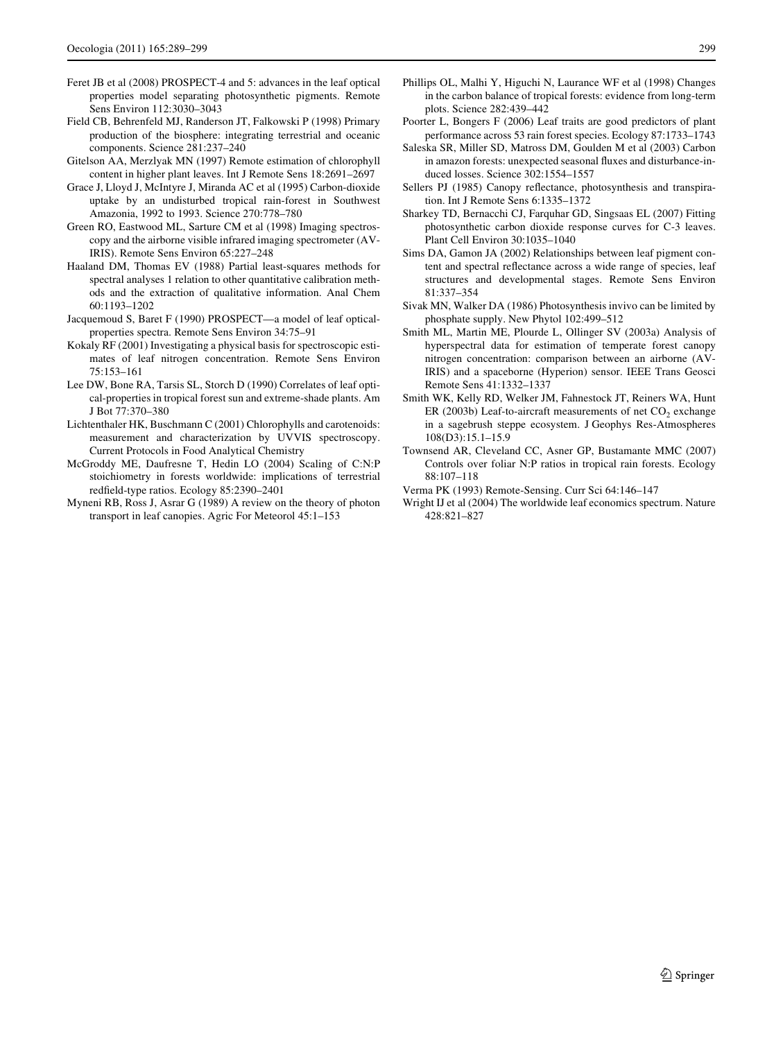Feret JB et al (2008) PROSPECT-4 and 5: advances in the leaf optical properties model separating photosynthetic pigments. Remote Sens Environ 112:3030–3043

Field CB, Behrenfeld MJ, Randerson JT, Falkowski P (1998) Primary production of the biosphere: integrating terrestrial and oceanic components. Science 281:237–240

Gitelson AA, Merzlyak MN (1997) Remote estimation of chlorophyll content in higher plant leaves. Int J Remote Sens 18:2691–2697

Grace J, Lloyd J, McIntyre J, Miranda AC et al (1995) Carbon-dioxide uptake by an undisturbed tropical rain-forest in Southwest Amazonia, 1992 to 1993. Science 270:778–780

Green RO, Eastwood ML, Sarture CM et al (1998) Imaging spectroscopy and the airborne visible infrared imaging spectrometer (AVIRIS). Remote Sens Environ 65:227–248

Haaland DM, Thomas EV (1988) Partial least-squares methods for spectral analyses 1 relation to other quantitative calibration methods and the extraction of qualitative information. Anal Chem 60:1193–1202

Jacquemoud S, Baret F (1990) PROSPECT—a model of leaf optical-properties spectra. Remote Sens Environ 34:75–91

Kokaly RF (2001) Investigating a physical basis for spectroscopic estimates of leaf nitrogen concentration. Remote Sens Environ 75:153–161

Lee DW, Bone RA, Tarsis SL, Storch D (1990) Correlates of leaf optical-properties in tropical forest sun and extreme-shade plants. Am J Bot 77:370–380

Lichtenthaler HK, Buschmann C (2001) Chlorophylls and carotenoids: measurement and characterization by UVVIS spectroscopy. Current Protocols in Food Analytical Chemistry

McGroddy ME, Daufresne T, Hedin LO (2004) Scaling of C:N:P stoichiometry in forests worldwide: implications of terrestrial redfield-type ratios. Ecology 85:2390–2401

Myneni RB, Ross J, Asrar G (1989) A review on the theory of photon transport in leaf canopies. Agric For Meteorol 45:1–153

Phillips OL, Malhi Y, Higuchi N, Laurance WF et al (1998) Changes in the carbon balance of tropical forests: evidence from long-term plots. Science 282:439–442

Poorter L, Bongers F (2006) Leaf traits are good predictors of plant performance across 53 rain forest species. Ecology 87:1733–1743

Saleska SR, Miller SD, Matross DM, Goulden M et al (2003) Carbon in amazon forests: unexpected seasonal fluxes and disturbance-induced losses. Science 302:1554–1557

Sellers PJ (1985) Canopy reflectance, photosynthesis and transpiration. Int J Remote Sens 6:1335–1372

Sharkey TD, Bernacchi CJ, Farquhar GD, Singsaas EL (2007) Fitting photosynthetic carbon dioxide response curves for C-3 leaves. Plant Cell Environ 30:1035–1040

Sims DA, Gamon JA (2002) Relationships between leaf pigment content and spectral reflectance across a wide range of species, leaf structures and developmental stages. Remote Sens Environ 81:337–354

Sivak MN, Walker DA (1986) Photosynthesis invivo can be limited by phosphate supply. New Phytol 102:499–512

Smith ML, Martin ME, Plourde L, Ollinger SV (2003a) Analysis of hyperspectral data for estimation of temperate forest canopy nitrogen concentration: comparison between an airborne (AVIRIS) and a spaceborne (Hyperion) sensor. IEEE Trans Geosci Remote Sens 41:1332–1337

Smith WK, Kelly RD, Welker JM, Fahnestock JT, Reiners WA, Hunt ER (2003b) Leaf-to-aircraft measurements of net $CO_2$ exchange in a sagebrush steppe ecosystem. J Geophys Res-Atmospheres 108(D3):15.1–15.9

Townsend AR, Cleveland CC, Asner GP, Bustamante MMC (2007) Controls over foliar N:P ratios in tropical rain forests. Ecology 88:107–118

Verma PK (1993) Remote-Sensing. Curr Sci 64:146–147

Wright IJ et al (2004) The worldwide leaf economics spectrum. Nature 428:821–827